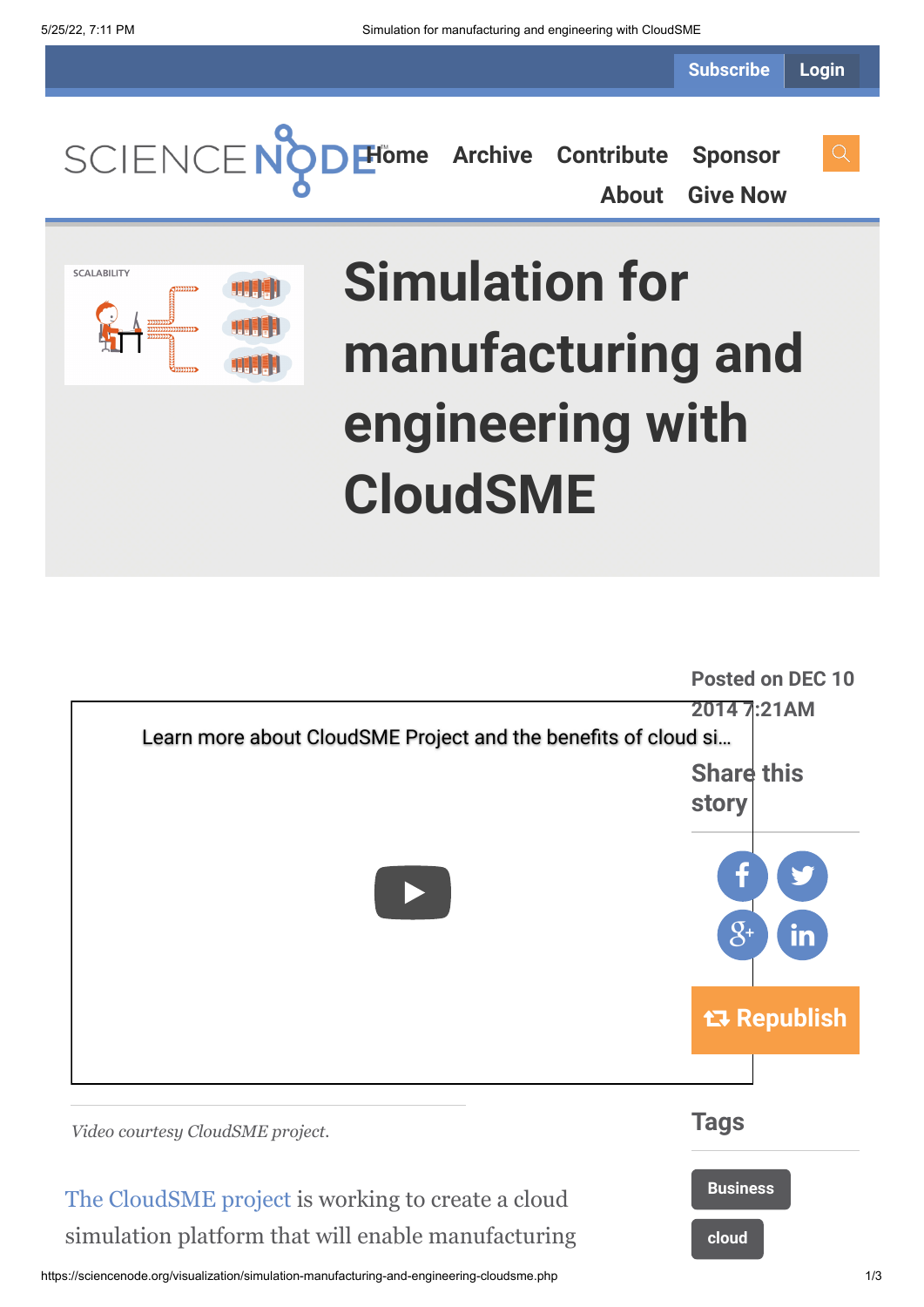# Simulation for manufacturing and engineering with CloudSME

Posted on DEC 10 2014 7:21AM

Learn more about CloudSME Project and the benefits of cloud si…

*Video courtesy CloudSME project.*

The CloudSME project is working to create a cloud simulation platform that will enable manufacturing

Share this story

Republish

## Tags

Business

cloud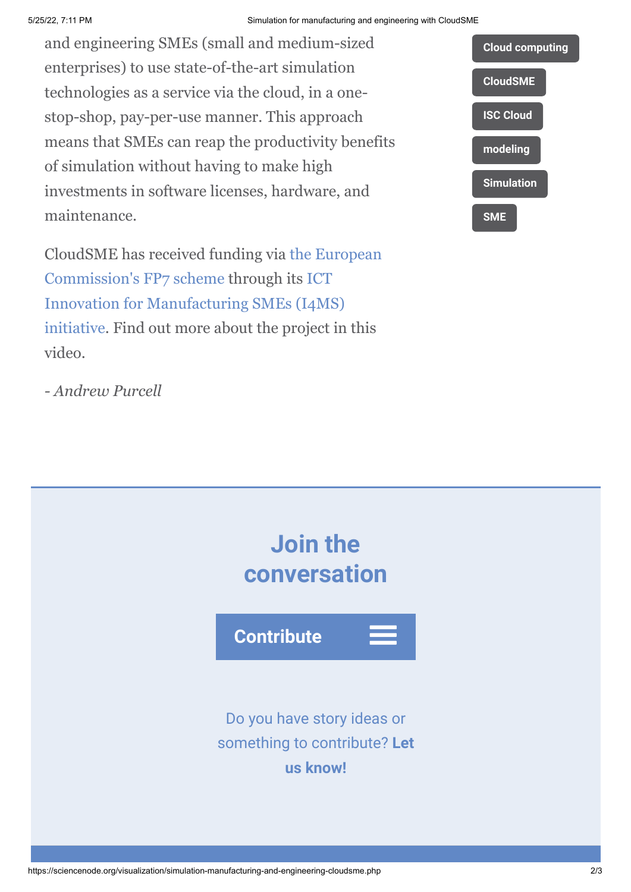and engineering SMEs (small and medium-sized enterprises) to use state-of-the-art simulation technologies as a service via the cloud, in a one-stop-shop, pay-per-use manner. This approach means that SMEs can reap the productivity benefits of simulation without having to make high investments in software licenses, hardware, and maintenance.

CloudSME has received funding via the European Commission's FP7 scheme through its ICT Innovation for Manufacturing SMEs (I4MS) initiative. Find out more about the project in this video.

*- Andrew Purcell*

Cloud computing

CloudSME

ISC Cloud

modeling

Simulation

SME

## Join the conversation

Contribute

Do you have story ideas or something to contribute? **Let us know!**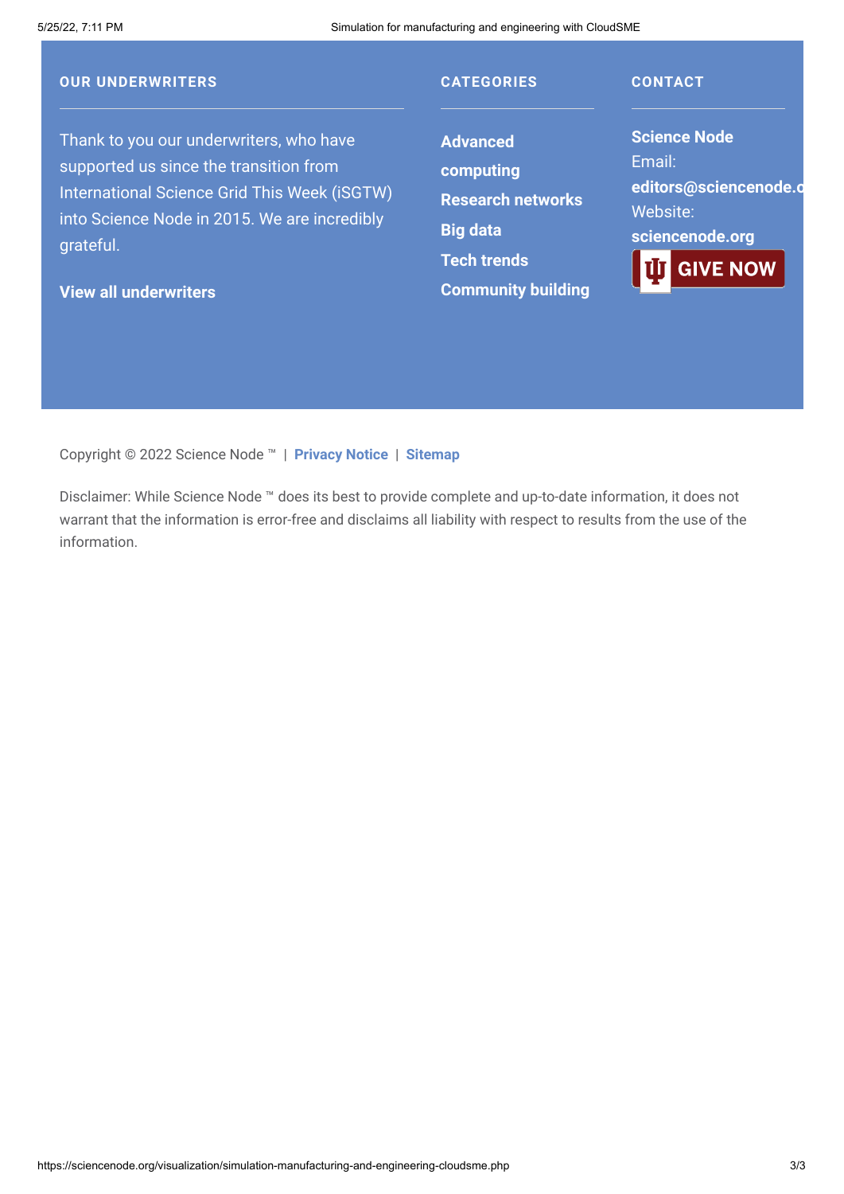### OUR UNDERWRITERS

Thank to you our underwriters, who have supported us since the transition from International Science Grid This Week (iSGTW) into Science Node in 2015. We are incredibly grateful.

**View all underwriters**

### CATEGORIES

**Advanced computing**

**Research networks**

**Big data**

**Tech trends**

**Community building**

### CONTACT

**Science Node**

Email:
**editors@sciencenode.o**

Website:
**sciencenode.org**

GIVE NOW

Copyright © 2022 Science Node ™ | **Privacy Notice** | **Sitemap**

Disclaimer: While Science Node ™ does its best to provide complete and up-to-date information, it does not warrant that the information is error-free and disclaims all liability with respect to results from the use of the information.